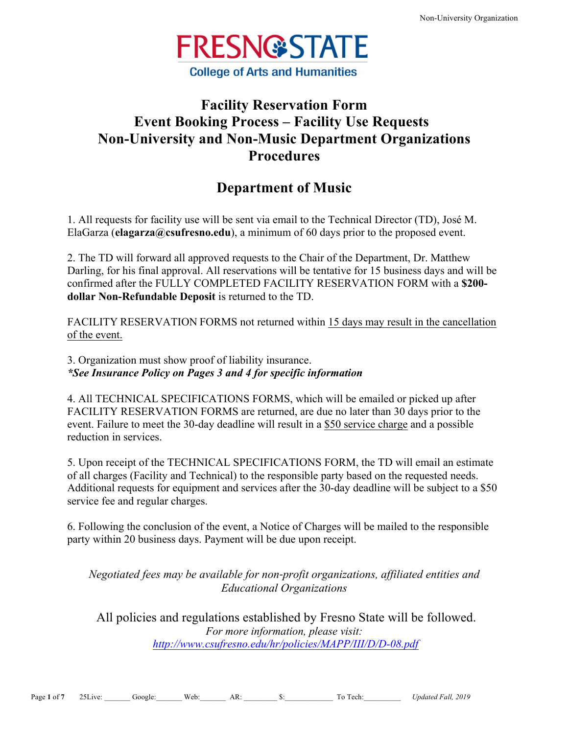**FRESNO STATE**

**College of Arts and Humanities**

# Facility Reservation Form
# Event Booking Process – Facility Use Requests
# Non-University and Non-Music Department Organizations
# Procedures

## Department of Music

1. All requests for facility use will be sent via email to the Technical Director (TD), José M. ElaGarza (**elagarza@csufresno.edu**), a minimum of 60 days prior to the proposed event.

2. The TD will forward all approved requests to the Chair of the Department, Dr. Matthew Darling, for his final approval. All reservations will be tentative for 15 business days and will be confirmed after the FULLY COMPLETED FACILITY RESERVATION FORM with a **$200-dollar Non-Refundable Deposit** is returned to the TD.

FACILITY RESERVATION FORMS not returned within 15 days may result in the cancellation of the event.

3. Organization must show proof of liability insurance.
***See Insurance Policy on Pages 3 and 4 for specific information***

4. All TECHNICAL SPECIFICATIONS FORMS, which will be emailed or picked up after FACILITY RESERVATION FORMS are returned, are due no later than 30 days prior to the event. Failure to meet the 30-day deadline will result in a $50 service charge and a possible reduction in services.

5. Upon receipt of the TECHNICAL SPECIFICATIONS FORM, the TD will email an estimate of all charges (Facility and Technical) to the responsible party based on the requested needs. Additional requests for equipment and services after the 30-day deadline will be subject to a $50 service fee and regular charges.

6. Following the conclusion of the event, a Notice of Charges will be mailed to the responsible party within 20 business days. Payment will be due upon receipt.

*Negotiated fees may be available for non-profit organizations, affiliated entities and Educational Organizations*

All policies and regulations established by Fresno State will be followed.
*For more information, please visit:*
*http://www.csufresno.edu/hr/policies/MAPP/III/D/D-08.pdf*

25Live: _______ Google:_______ Web:_______ AR: ________ $:____________ To Tech:_________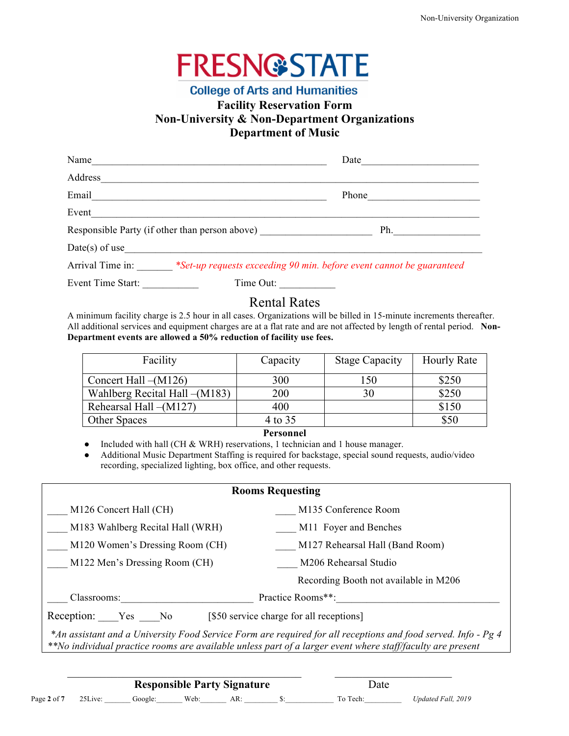# FRESNO STATE

## College of Arts and Humanities

### Facility Reservation Form
### Non-University & Non-Department Organizations
### Department of Music

Name_____________________________________________ Date______________________

Address_______________________________________________________________________

Email_____________________________________________ Phone_____________________

Event_________________________________________________________________________

Responsible Party (if other than person above) _____________________ Ph._______________

Date(s) of use___________________________________________________________________

Arrival Time in: _______ *Set-up requests exceeding 90 min. before event cannot be guaranteed*

Event Time Start: ___________ Time Out: __________

## Rental Rates

A minimum facility charge is 2.5 hour in all cases. Organizations will be billed in 15-minute increments thereafter. All additional services and equipment charges are at a flat rate and are not affected by length of rental period. **Non-Department events are allowed a 50% reduction of facility use fees.**

| Facility | Capacity | Stage Capacity | Hourly Rate |
|---|---|---|---|
| Concert Hall –(M126) | 300 | 150 | $250 |
| Wahlberg Recital Hall –(M183) | 200 | 30 | $250 |
| Rehearsal Hall –(M127) | 400 | | $150 |
| Other Spaces | 4 to 35 | | $50 |

**Personnel**

- Included with hall (CH & WRH) reservations, 1 technician and 1 house manager.
- Additional Music Department Staffing is required for backstage, special sound requests, audio/video recording, specialized lighting, box office, and other requests.

**Rooms Requesting**

____ M126 Concert Hall (CH)

____ M183 Wahlberg Recital Hall (WRH)

____ M120 Women's Dressing Room (CH)

____ M122 Men's Dressing Room (CH)

____ M135 Conference Room

____ M11 Foyer and Benches

____ M127 Rehearsal Hall (Band Room)

____ M206 Rehearsal Studio

Recording Booth not available in M206

____ Classrooms:_________________________ Practice Rooms**:_______________________________

Reception: ____Yes ____No [$50 service charge for all receptions]

*\*An assistant and a University Food Service Form are required for all receptions and food served. Info - Pg 4*
*\*\*No individual practice rooms are available unless part of a larger event where staff/faculty are present*

_____________________________________ _____________________
**Responsible Party Signature** Date

25Live: _______ Google:_______ Web:_______ AR: ________ $:____________ To Tech:_________ *Updated Fall, 2019*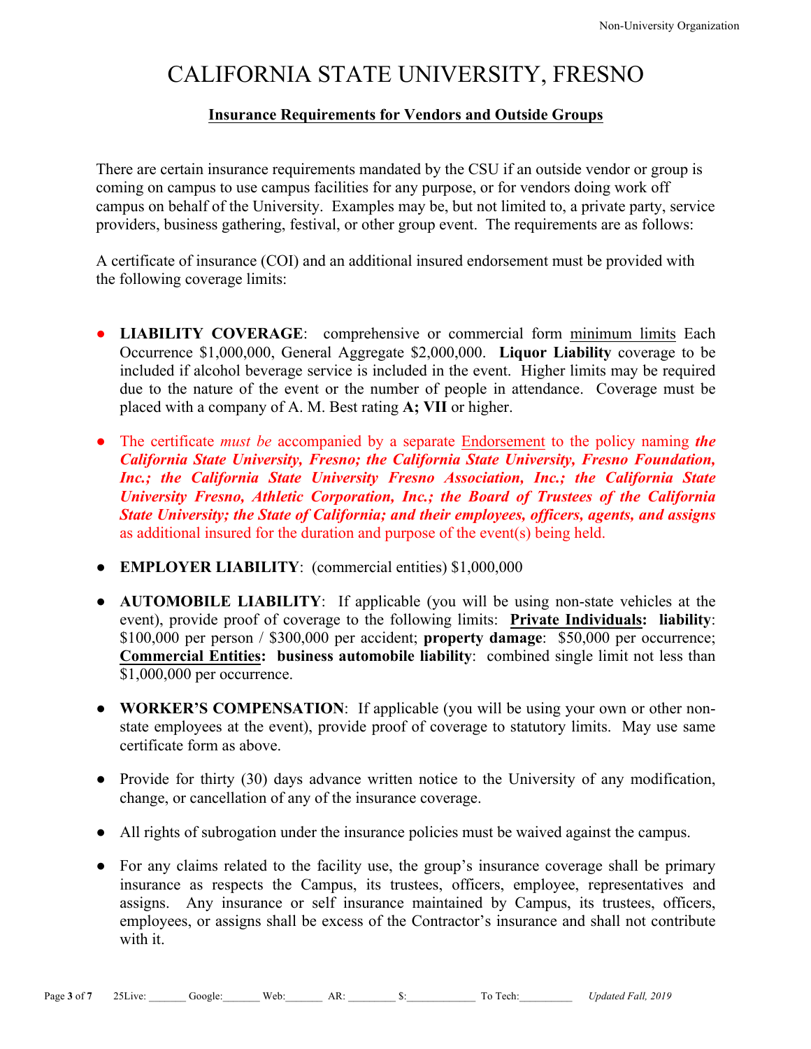# CALIFORNIA STATE UNIVERSITY, FRESNO

## Insurance Requirements for Vendors and Outside Groups

There are certain insurance requirements mandated by the CSU if an outside vendor or group is coming on campus to use campus facilities for any purpose, or for vendors doing work off campus on behalf of the University. Examples may be, but not limited to, a private party, service providers, business gathering, festival, or other group event. The requirements are as follows:

A certificate of insurance (COI) and an additional insured endorsement must be provided with the following coverage limits:

- **LIABILITY COVERAGE**: comprehensive or commercial form minimum limits Each Occurrence $1,000,000, General Aggregate $2,000,000. **Liquor Liability** coverage to be included if alcohol beverage service is included in the event. Higher limits may be required due to the nature of the event or the number of people in attendance. Coverage must be placed with a company of A. M. Best rating **A; VII** or higher.

- The certificate *must be* accompanied by a separate Endorsement to the policy naming ***the California State University, Fresno; the California State University, Fresno Foundation, Inc.; the California State University Fresno Association, Inc.; the California State University Fresno, Athletic Corporation, Inc.; the Board of Trustees of the California State University; the State of California; and their employees, officers, agents, and assigns*** as additional insured for the duration and purpose of the event(s) being held.

- **EMPLOYER LIABILITY**: (commercial entities) $1,000,000

- **AUTOMOBILE LIABILITY**: If applicable (you will be using non-state vehicles at the event), provide proof of coverage to the following limits: **Private Individuals: liability**: $100,000 per person / $300,000 per accident; **property damage**: $50,000 per occurrence; **Commercial Entities: business automobile liability**: combined single limit not less than $1,000,000 per occurrence.

- **WORKER'S COMPENSATION**: If applicable (you will be using your own or other non-state employees at the event), provide proof of coverage to statutory limits. May use same certificate form as above.

- Provide for thirty (30) days advance written notice to the University of any modification, change, or cancellation of any of the insurance coverage.

- All rights of subrogation under the insurance policies must be waived against the campus.

- For any claims related to the facility use, the group's insurance coverage shall be primary insurance as respects the Campus, its trustees, officers, employee, representatives and assigns. Any insurance or self insurance maintained by Campus, its trustees, officers, employees, or assigns shall be excess of the Contractor's insurance and shall not contribute with it.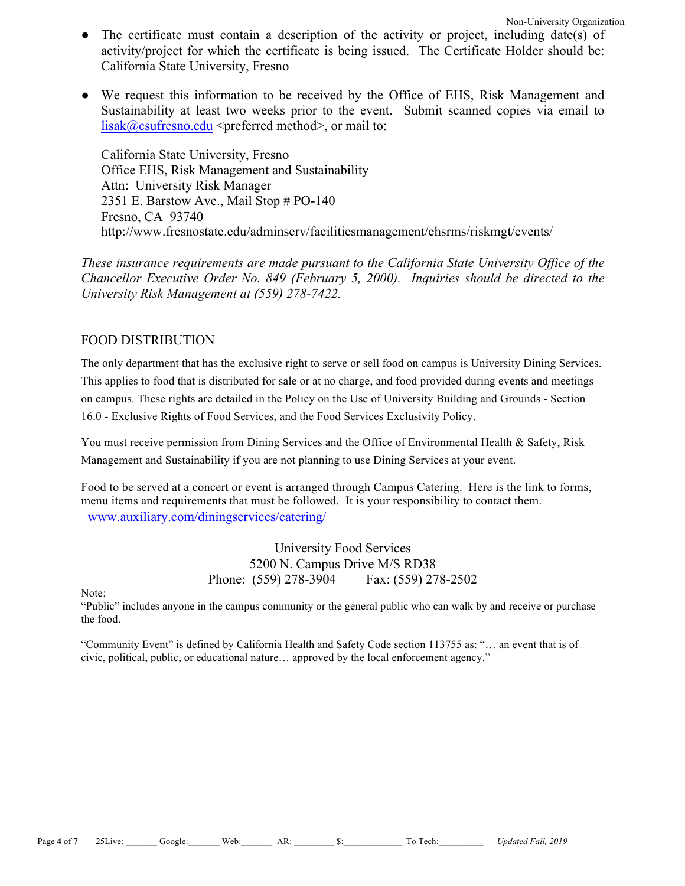- The certificate must contain a description of the activity or project, including date(s) of activity/project for which the certificate is being issued. The Certificate Holder should be: California State University, Fresno

- We request this information to be received by the Office of EHS, Risk Management and Sustainability at least two weeks prior to the event. Submit scanned copies via email to lisak@csufresno.edu <preferred method>, or mail to:

  California State University, Fresno
  Office EHS, Risk Management and Sustainability
  Attn: University Risk Manager
  2351 E. Barstow Ave., Mail Stop # PO-140
  Fresno, CA 93740
  http://www.fresnostate.edu/adminserv/facilitiesmanagement/ehsrms/riskmgt/events/

*These insurance requirements are made pursuant to the California State University Office of the Chancellor Executive Order No. 849 (February 5, 2000). Inquiries should be directed to the University Risk Management at (559) 278-7422.*

## FOOD DISTRIBUTION

The only department that has the exclusive right to serve or sell food on campus is University Dining Services. This applies to food that is distributed for sale or at no charge, and food provided during events and meetings on campus. These rights are detailed in the Policy on the Use of University Building and Grounds - Section 16.0 - Exclusive Rights of Food Services, and the Food Services Exclusivity Policy.

You must receive permission from Dining Services and the Office of Environmental Health & Safety, Risk Management and Sustainability if you are not planning to use Dining Services at your event.

Food to be served at a concert or event is arranged through Campus Catering. Here is the link to forms, menu items and requirements that must be followed. It is your responsibility to contact them.
www.auxiliary.com/diningservices/catering/

University Food Services
5200 N. Campus Drive M/S RD38
Phone: (559) 278-3904    Fax: (559) 278-2502

Note:
"Public" includes anyone in the campus community or the general public who can walk by and receive or purchase the food.

"Community Event" is defined by California Health and Safety Code section 113755 as: "… an event that is of civic, political, public, or educational nature… approved by the local enforcement agency."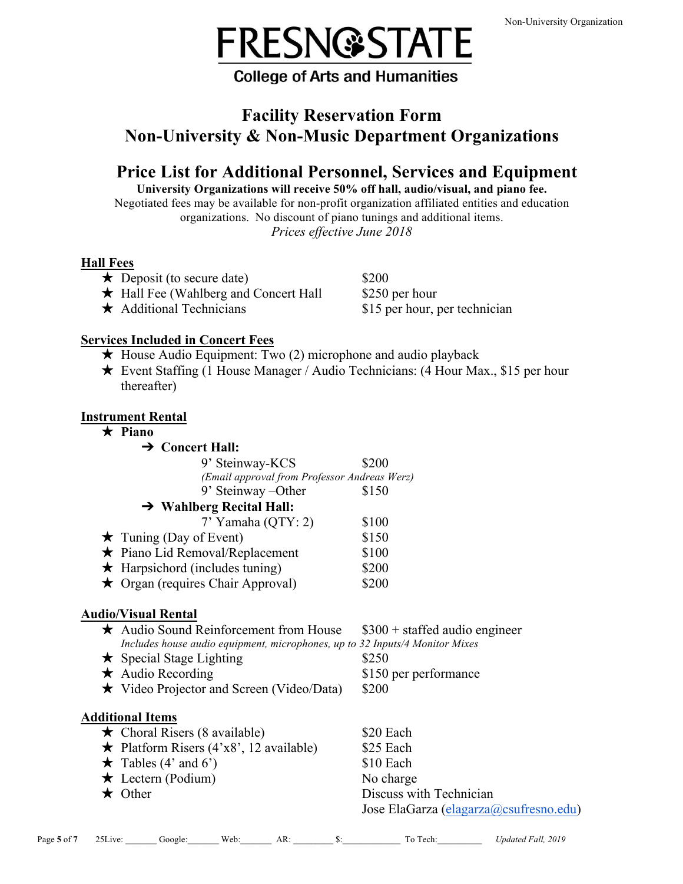Non-University Organization

# FRESNO STATE

College of Arts and Humanities

## Facility Reservation Form
## Non-University & Non-Music Department Organizations

## Price List for Additional Personnel, Services and Equipment

**University Organizations will receive 50% off hall, audio/visual, and piano fee.**

Negotiated fees may be available for non-profit organization affiliated entities and education organizations. No discount of piano tunings and additional items.

*Prices effective June 2018*

### Hall Fees

- ★ Deposit (to secure date) — $200
- ★ Hall Fee (Wahlberg and Concert Hall — $250 per hour
- ★ Additional Technicians — $15 per hour, per technician

### Services Included in Concert Fees

- ★ House Audio Equipment: Two (2) microphone and audio playback
- ★ Event Staffing (1 House Manager / Audio Technicians: (4 Hour Max., $15 per hour thereafter)

### Instrument Rental

- ★ **Piano**
  - ➔ **Concert Hall:**
    - 9' Steinway-KCS — $200
      *(Email approval from Professor Andreas Werz)*
    - 9' Steinway –Other — $150
  - ➔ **Wahlberg Recital Hall:**
    - 7' Yamaha (QTY: 2) — $100
- ★ Tuning (Day of Event) — $150
- ★ Piano Lid Removal/Replacement — $100
- ★ Harpsichord (includes tuning) — $200
- ★ Organ (requires Chair Approval) — $200

### Audio/Visual Rental

- ★ Audio Sound Reinforcement from House — $300 + staffed audio engineer
  *Includes house audio equipment, microphones, up to 32 Inputs/4 Monitor Mixes*
- ★ Special Stage Lighting — $250
- ★ Audio Recording — $150 per performance
- ★ Video Projector and Screen (Video/Data) — $200

### Additional Items

- ★ Choral Risers (8 available) — $20 Each
- ★ Platform Risers (4'x8', 12 available) — $25 Each
- ★ Tables (4' and 6') — $10 Each
- ★ Lectern (Podium) — No charge
- ★ Other — Discuss with Technician
  Jose ElaGarza (elagarza@csufresno.edu)

25Live: _______ Google:_______ Web:_______ AR: ________ $:____________ To Tech:_________ *Updated Fall, 2019*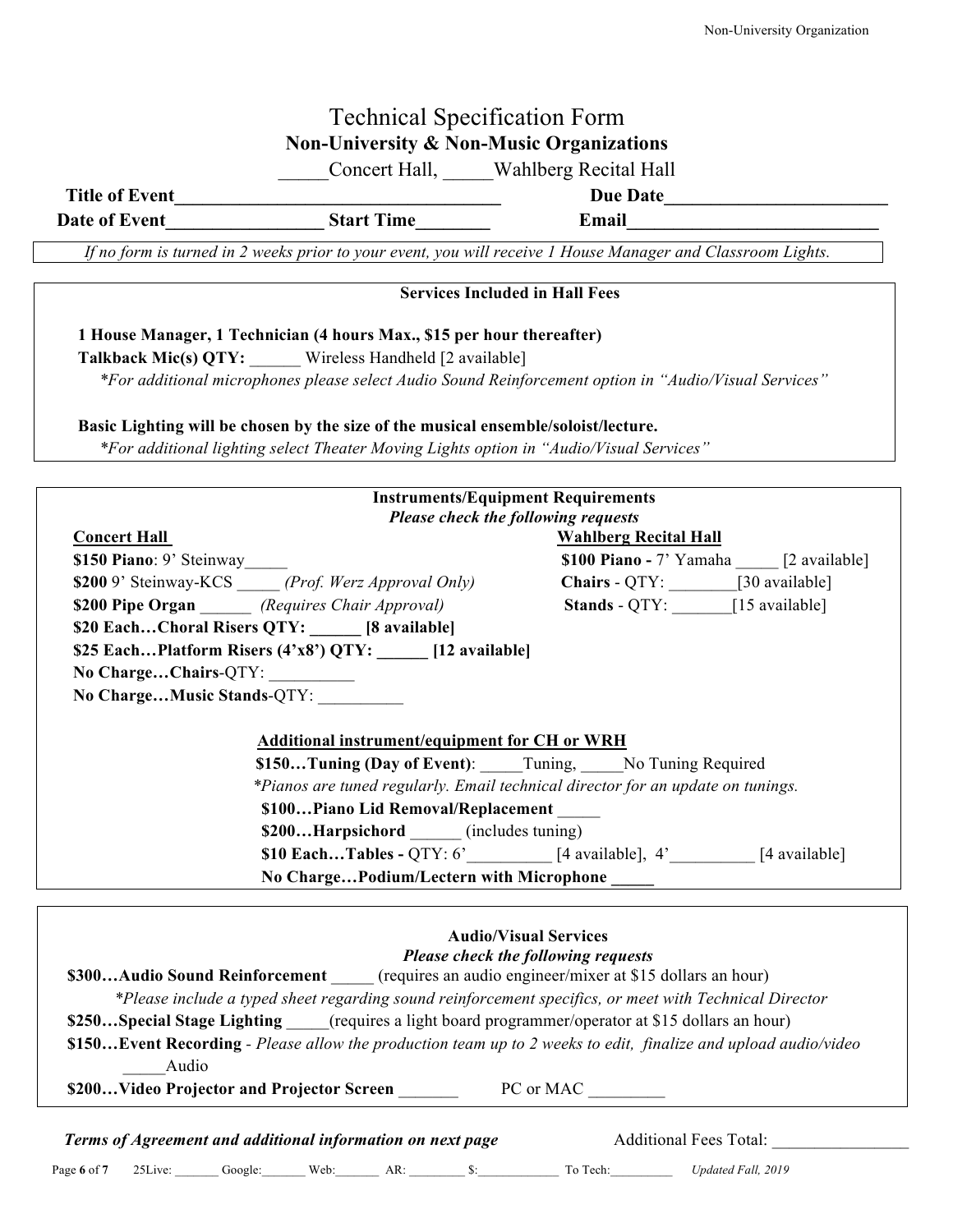# Technical Specification Form

## Non-University & Non-Music Organizations

_____Concert Hall, _____Wahlberg Recital Hall

**Title of Event**___________________________________ **Due Date**________________________

**Date of Event**________________ **Start Time**________ **Email**___________________________

*If no form is turned in 2 weeks prior to your event, you will receive 1 House Manager and Classroom Lights.*

---

### Services Included in Hall Fees

**1 House Manager, 1 Technician (4 hours Max., $15 per hour thereafter)**

**Talkback Mic(s) QTY:** ______ Wireless Handheld [2 available]

*\*For additional microphones please select Audio Sound Reinforcement option in "Audio/Visual Services"*

**Basic Lighting will be chosen by the size of the musical ensemble/soloist/lecture.**

*\*For additional lighting select Theater Moving Lights option in "Audio/Visual Services"*

---

### Instruments/Equipment Requirements

***Please check the following requests***

**Concert Hall**

**$150 Piano**: 9' Steinway_____

**$200** 9' Steinway-KCS _____ *(Prof. Werz Approval Only)*

**$200 Pipe Organ** ______ *(Requires Chair Approval)*

**$20 Each…Choral Risers QTY: ______ [8 available]**

**$25 Each…Platform Risers (4'x8') QTY: ______ [12 available]**

**No Charge…Chairs**-QTY: __________

**No Charge…Music Stands**-QTY: __________

**Wahlberg Recital Hall**

**$100 Piano -** 7' Yamaha _____ [2 available]

**Chairs** - QTY: ________[30 available]

**Stands** - QTY: _______[15 available]

**Additional instrument/equipment for CH or WRH**

**$150…Tuning (Day of Event)**: _____Tuning, _____No Tuning Required

*\*Pianos are tuned regularly. Email technical director for an update on tunings.*

**$100…Piano Lid Removal/Replacement** _____

**$200…Harpsichord** ______ (includes tuning)

**$10 Each…Tables -** QTY: 6'__________ [4 available], 4'__________ [4 available]

**No Charge…Podium/Lectern with Microphone _____**

---

### Audio/Visual Services

***Please check the following requests***

**$300…Audio Sound Reinforcement** _____ (requires an audio engineer/mixer at $15 dollars an hour)

*\*Please include a typed sheet regarding sound reinforcement specifics, or meet with Technical Director*

**$250…Special Stage Lighting** _____(requires a light board programmer/operator at $15 dollars an hour)

**$150…Event Recording** - *Please allow the production team up to 2 weeks to edit, finalize and upload audio/video*

_____Audio

**$200…Video Projector and Projector Screen** _______ PC or MAC _________

---

***Terms of Agreement and additional information on next page*** Additional Fees Total: ________________

25Live: _______ Google:_______ Web:_______ AR: _________ $:_____________ To Tech:__________ *Updated Fall, 2019*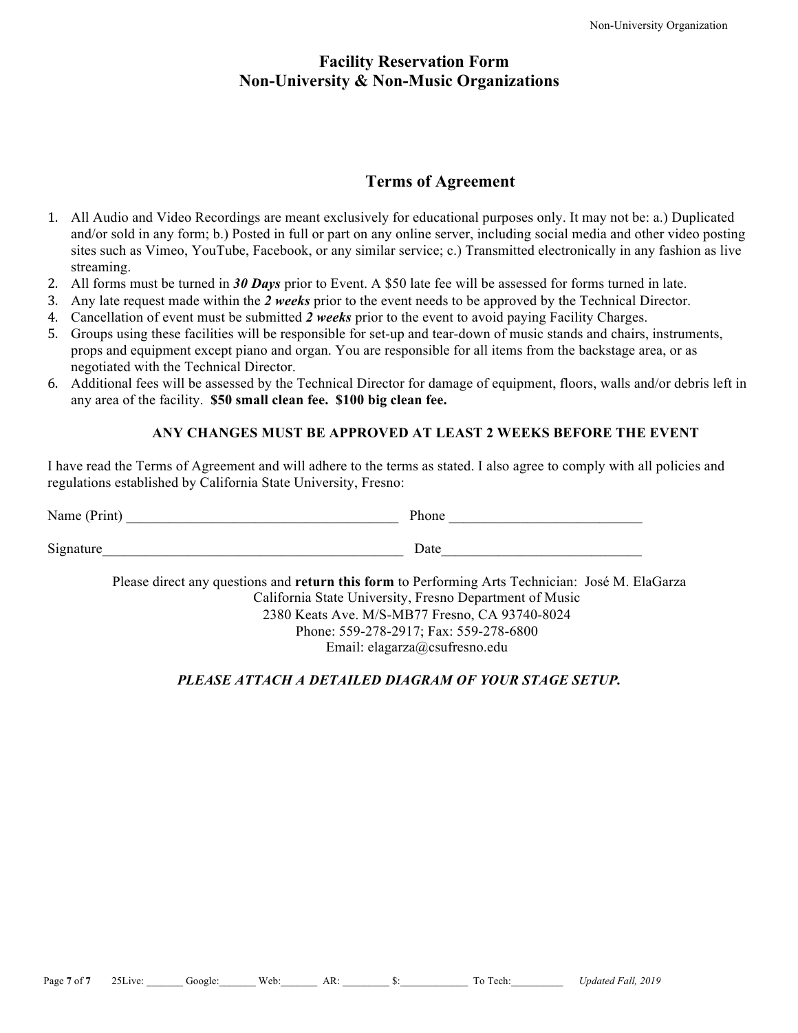# Facility Reservation Form
# Non-University & Non-Music Organizations

## Terms of Agreement

1. All Audio and Video Recordings are meant exclusively for educational purposes only. It may not be: a.) Duplicated and/or sold in any form; b.) Posted in full or part on any online server, including social media and other video posting sites such as Vimeo, YouTube, Facebook, or any similar service; c.) Transmitted electronically in any fashion as live streaming.
2. All forms must be turned in ***30 Days*** prior to Event. A $50 late fee will be assessed for forms turned in late.
3. Any late request made within the ***2 weeks*** prior to the event needs to be approved by the Technical Director.
4. Cancellation of event must be submitted ***2 weeks*** prior to the event to avoid paying Facility Charges.
5. Groups using these facilities will be responsible for set-up and tear-down of music stands and chairs, instruments, props and equipment except piano and organ. You are responsible for all items from the backstage area, or as negotiated with the Technical Director.
6. Additional fees will be assessed by the Technical Director for damage of equipment, floors, walls and/or debris left in any area of the facility. **$50 small clean fee. $100 big clean fee.**

**ANY CHANGES MUST BE APPROVED AT LEAST 2 WEEKS BEFORE THE EVENT**

I have read the Terms of Agreement and will adhere to the terms as stated. I also agree to comply with all policies and regulations established by California State University, Fresno:

Name (Print) ______________________________________ Phone ___________________________

Signature_________________________________________ Date____________________________

Please direct any questions and **return this form** to Performing Arts Technician: José M. ElaGarza
California State University, Fresno Department of Music
2380 Keats Ave. M/S-MB77 Fresno, CA 93740-8024
Phone: 559-278-2917; Fax: 559-278-6800
Email: elagarza@csufresno.edu

***PLEASE ATTACH A DETAILED DIAGRAM OF YOUR STAGE SETUP.***

25Live: _______ Google:_______ Web:_______ AR: ________ $:____________ To Tech:_________